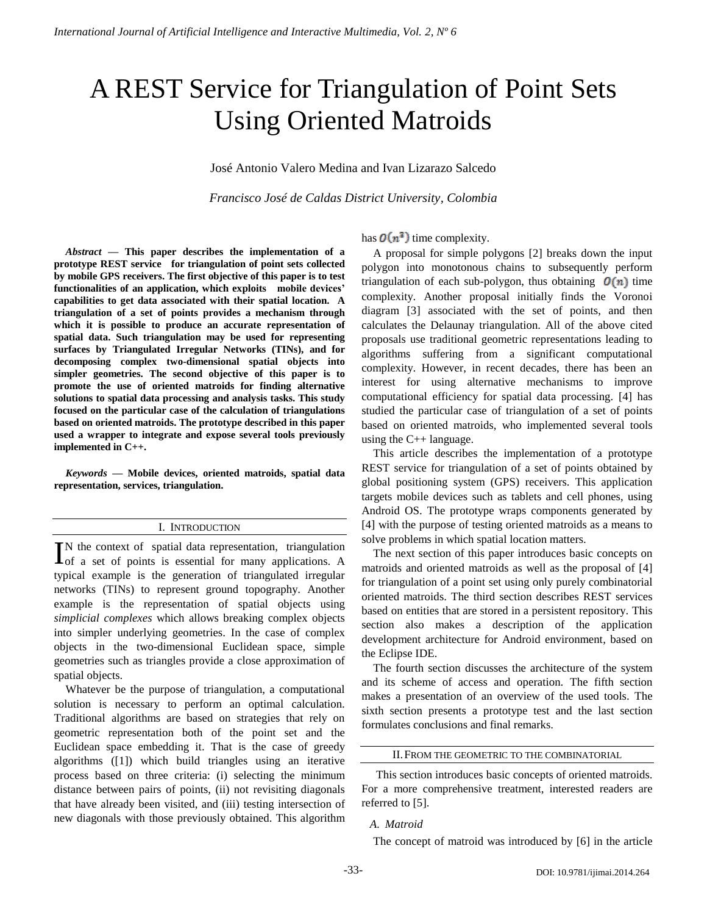# A REST Service for Triangulation of Point Sets Using Oriented Matroids

José Antonio Valero Medina and Ivan Lizarazo Salcedo

*Francisco José de Caldas District University, Colombia*

***Abstract* — This paper describes the implementation of a prototype REST service for triangulation of point sets collected by mobile GPS receivers. The first objective of this paper is to test functionalities of an application, which exploits mobile devices' capabilities to get data associated with their spatial location. A triangulation of a set of points provides a mechanism through which it is possible to produce an accurate representation of spatial data. Such triangulation may be used for representing surfaces by Triangulated Irregular Networks (TINs), and for decomposing complex two-dimensional spatial objects into simpler geometries. The second objective of this paper is to promote the use of oriented matroids for finding alternative solutions to spatial data processing and analysis tasks. This study focused on the particular case of the calculation of triangulations based on oriented matroids. The prototype described in this paper used a wrapper to integrate and expose several tools previously implemented in C++.**

***Keywords* — Mobile devices, oriented matroids, spatial data representation, services, triangulation.**

## I. Introduction

In the context of spatial data representation, triangulation of a set of points is essential for many applications. A typical example is the generation of triangulated irregular networks (TINs) to represent ground topography. Another example is the representation of spatial objects using *simplicial complexes* which allows breaking complex objects into simpler underlying geometries. In the case of complex objects in the two-dimensional Euclidean space, simple geometries such as triangles provide a close approximation of spatial objects.

Whatever be the purpose of triangulation, a computational solution is necessary to perform an optimal calculation. Traditional algorithms are based on strategies that rely on geometric representation both of the point set and the Euclidean space embedding it. That is the case of greedy algorithms ([1]) which build triangles using an iterative process based on three criteria: (i) selecting the minimum distance between pairs of points, (ii) not revisiting diagonals that have already been visited, and (iii) testing intersection of new diagonals with those previously obtained. This algorithm has $O(n^3)$ time complexity.

A proposal for simple polygons [2] breaks down the input polygon into monotonous chains to subsequently perform triangulation of each sub-polygon, thus obtaining $O(n)$ time complexity. Another proposal initially finds the Voronoi diagram [3] associated with the set of points, and then calculates the Delaunay triangulation. All of the above cited proposals use traditional geometric representations leading to algorithms suffering from a significant computational complexity. However, in recent decades, there has been an interest for using alternative mechanisms to improve computational efficiency for spatial data processing. [4] has studied the particular case of triangulation of a set of points based on oriented matroids, who implemented several tools using the C++ language.

This article describes the implementation of a prototype REST service for triangulation of a set of points obtained by global positioning system (GPS) receivers. This application targets mobile devices such as tablets and cell phones, using Android OS. The prototype wraps components generated by [4] with the purpose of testing oriented matroids as a means to solve problems in which spatial location matters.

The next section of this paper introduces basic concepts on matroids and oriented matroids as well as the proposal of [4] for triangulation of a point set using only purely combinatorial oriented matroids. The third section describes REST services based on entities that are stored in a persistent repository. This section also makes a description of the application development architecture for Android environment, based on the Eclipse IDE.

The fourth section discusses the architecture of the system and its scheme of access and operation. The fifth section makes a presentation of an overview of the used tools. The sixth section presents a prototype test and the last section formulates conclusions and final remarks.

## II. From the geometric to the combinatorial

This section introduces basic concepts of oriented matroids. For a more comprehensive treatment, interested readers are referred to [5].

### *A. Matroid*

The concept of matroid was introduced by [6] in the article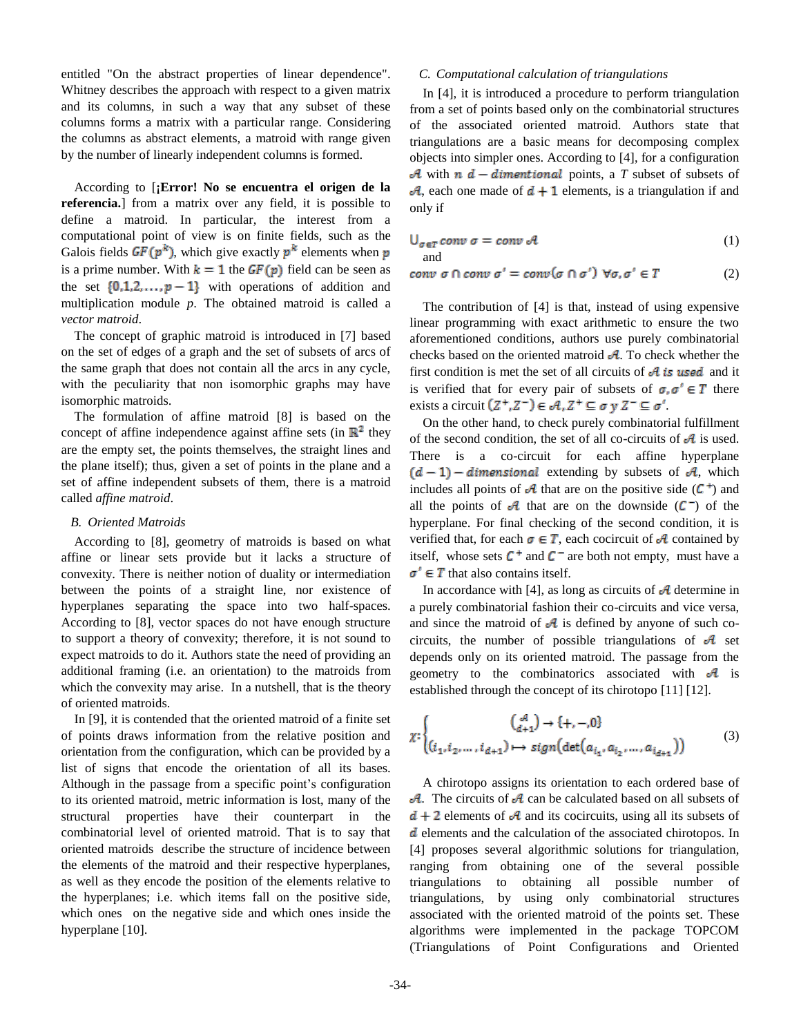entitled "On the abstract properties of linear dependence". Whitney describes the approach with respect to a given matrix and its columns, in such a way that any subset of these columns forms a matrix with a particular range. Considering the columns as abstract elements, a matroid with range given by the number of linearly independent columns is formed.

According to [**¡Error! No se encuentra el origen de la referencia.**] from a matrix over any field, it is possible to define a matroid. In particular, the interest from a computational point of view is on finite fields, such as the Galois fields $GF(p^k)$, which give exactly $p^k$ elements when $p$ is a prime number. With $k = 1$ the $GF(p)$ field can be seen as the set $\{0,1,2,\dots,p-1\}$ with operations of addition and multiplication module *p*. The obtained matroid is called a *vector matroid*.

The concept of graphic matroid is introduced in [7] based on the set of edges of a graph and the set of subsets of arcs of the same graph that does not contain all the arcs in any cycle, with the peculiarity that non isomorphic graphs may have isomorphic matroids.

The formulation of affine matroid [8] is based on the concept of affine independence against affine sets (in $\mathbb{R}^2$ they are the empty set, the points themselves, the straight lines and the plane itself); thus, given a set of points in the plane and a set of affine independent subsets of them, there is a matroid called *affine matroid*.

### B. Oriented Matroids

According to [8], geometry of matroids is based on what affine or linear sets provide but it lacks a structure of convexity. There is neither notion of duality or intermediation between the points of a straight line, nor existence of hyperplanes separating the space into two half-spaces. According to [8], vector spaces do not have enough structure to support a theory of convexity; therefore, it is not sound to expect matroids to do it. Authors state the need of providing an additional framing (i.e. an orientation) to the matroids from which the convexity may arise. In a nutshell, that is the theory of oriented matroids.

In [9], it is contended that the oriented matroid of a finite set of points draws information from the relative position and orientation from the configuration, which can be provided by a list of signs that encode the orientation of all its bases. Although in the passage from a specific point's configuration to its oriented matroid, metric information is lost, many of the structural properties have their counterpart in the combinatorial level of oriented matroid. That is to say that oriented matroids describe the structure of incidence between the elements of the matroid and their respective hyperplanes, as well as they encode the position of the elements relative to the hyperplanes; i.e. which items fall on the positive side, which ones on the negative side and which ones inside the hyperplane [10].

### C. Computational calculation of triangulations

In [4], it is introduced a procedure to perform triangulation from a set of points based only on the combinatorial structures of the associated oriented matroid. Authors state that triangulations are a basic means for decomposing complex objects into simpler ones. According to [4], for a configuration $\mathcal{A}$ with $n$ $d-dimentional$ points, a *T* subset of subsets of $\mathcal{A}$, each one made of $d+1$ elements, is a triangulation if and only if

$$\cup_{\sigma\in T} conv\ \sigma = conv\ \mathcal{A} \tag{1}$$

and

$$conv\ \sigma \cap conv\ \sigma' = conv(\sigma \cap \sigma')\ \forall \sigma,\sigma' \in T \tag{2}$$

The contribution of [4] is that, instead of using expensive linear programming with exact arithmetic to ensure the two aforementioned conditions, authors use purely combinatorial checks based on the oriented matroid $\mathcal{A}$. To check whether the first condition is met the set of all circuits of $\mathcal{A}$ *is used* and it is verified that for every pair of subsets of $\sigma,\sigma' \in T$ there exists a circuit $(Z^+,Z^-) \in \mathcal{A}, Z^+ \subseteq \sigma\ y\ Z^- \subseteq \sigma'$.

On the other hand, to check purely combinatorial fulfillment of the second condition, the set of all co-circuits of $\mathcal{A}$ is used. There is a co-circuit for each affine hyperplane $(d-1)-dimensional$ extending by subsets of $\mathcal{A}$, which includes all points of $\mathcal{A}$ that are on the positive side ($C^+$) and all the points of $\mathcal{A}$ that are on the downside ($C^-$) of the hyperplane. For final checking of the second condition, it is verified that, for each $\sigma \in T$, each cocircuit of $\mathcal{A}$ contained by itself, whose sets $C^+$ and $C^-$ are both not empty, must have a $\sigma' \in T$ that also contains itself.

In accordance with [4], as long as circuits of $\mathcal{A}$ determine in a purely combinatorial fashion their co-circuits and vice versa, and since the matroid of $\mathcal{A}$ is defined by anyone of such co-circuits, the number of possible triangulations of $\mathcal{A}$ set depends only on its oriented matroid. The passage from the geometry to the combinatorics associated with $\mathcal{A}$ is established through the concept of its chirotopo [11] [12].

$$\chi : \begin{cases} \binom{\mathcal{A}}{d+1} \to \{+,-,0\} \\ (i_1, i_2, \dots, i_{d+1}) \mapsto sign\left(\det\left(a_{i_1}, a_{i_2}, \dots, a_{i_{d+1}}\right)\right) \end{cases} \tag{3}$$

A chirotopo assigns its orientation to each ordered base of $\mathcal{A}$. The circuits of $\mathcal{A}$ can be calculated based on all subsets of $d+2$ elements of $\mathcal{A}$ and its cocircuits, using all its subsets of $d$ elements and the calculation of the associated chirotopos. In [4] proposes several algorithmic solutions for triangulation, ranging from obtaining one of the several possible triangulations to obtaining all possible number of triangulations, by using only combinatorial structures associated with the oriented matroid of the points set. These algorithms were implemented in the package TOPCOM (Triangulations of Point Configurations and Oriented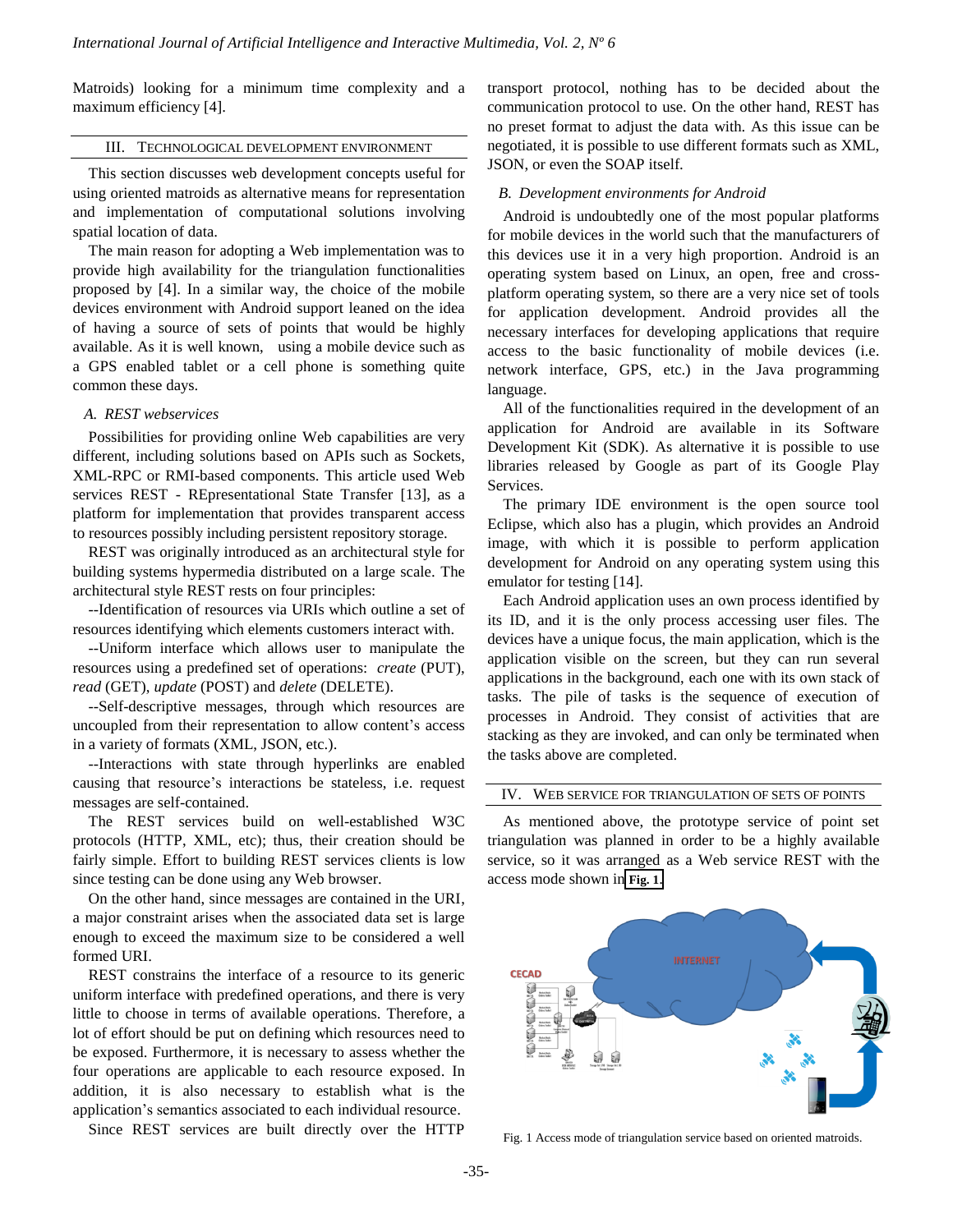Matroids) looking for a minimum time complexity and a maximum efficiency [4].

## III. Technological Development Environment

This section discusses web development concepts useful for using oriented matroids as alternative means for representation and implementation of computational solutions involving spatial location of data.

The main reason for adopting a Web implementation was to provide high availability for the triangulation functionalities proposed by [4]. In a similar way, the choice of the mobile devices environment with Android support leaned on the idea of having a source of points that would be highly available. As it is well known, using a mobile device such as a GPS enabled tablet or a cell phone is something quite common these days.

### A. REST webservices

Possibilities for providing online Web capabilities are very different, including solutions based on APIs such as Sockets, XML-RPC or RMI-based components. This article used Web services REST - REpresentational State Transfer [13], as a platform for implementation that provides transparent access to resources possibly including persistent repository storage.

REST was originally introduced as an architectural style for building systems hypermedia distributed on a large scale. The architectural style REST rests on four principles:

--Identification of resources via URIs which outline a set of resources identifying which elements customers interact with.

--Uniform interface which allows user to manipulate the resources using a predefined set of operations: *create* (PUT), *read* (GET), *update* (POST) and *delete* (DELETE).

--Self-descriptive messages, through which resources are uncoupled from their representation to allow content's access in a variety of formats (XML, JSON, etc.).

--Interactions with state through hyperlinks are enabled causing that resource's interactions be stateless, i.e. request messages are self-contained.

The REST services build on well-established W3C protocols (HTTP, XML, etc); thus, their creation should be fairly simple. Effort to building REST services clients is low since testing can be done using any Web browser.

On the other hand, since messages are contained in the URI, a major constraint arises when the associated data set is large enough to exceed the maximum size to be considered a well formed URI.

REST constrains the interface of a resource to its generic uniform interface with predefined operations, and there is very little to choose in terms of available operations. Therefore, a lot of effort should be put on defining which resources need to be exposed. Furthermore, it is necessary to assess whether the four operations are applicable to each resource exposed. In addition, it is also necessary to establish what is the application's semantics associated to each individual resource.

Since REST services are built directly over the HTTP transport protocol, nothing has to be decided about the communication protocol to use. On the other hand, REST has no preset format to adjust the data with. As this issue can be negotiated, it is possible to use different formats such as XML, JSON, or even the SOAP itself.

### B. Development environments for Android

Android is undoubtedly one of the most popular platforms for mobile devices in the world such that the manufacturers of this devices use it in a very high proportion. Android is an operating system based on Linux, an open, free and cross-platform operating system, so there are a very nice set of tools for application development. Android provides all the necessary interfaces for developing applications that require access to the basic functionality of mobile devices (i.e. network interface, GPS, etc.) in the Java programming language.

All of the functionalities required in the development of an application for Android are available in its Software Development Kit (SDK). As alternative it is possible to use libraries released by Google as part of its Google Play Services.

The primary IDE environment is the open source tool Eclipse, which also has a plugin, which provides an Android image, with which it is possible to perform application development for Android on any operating system using this emulator for testing [14].

Each Android application uses an own process identified by its ID, and it is the only process accessing user files. The devices have a unique focus, the main application, which is the application visible on the screen, but they can run several applications in the background, each one with its own stack of tasks. The pile of tasks is the sequence of execution of processes in Android. They consist of activities that are stacking as they are invoked, and can only be terminated when the tasks above are completed.

## IV. Web Service for Triangulation of Sets of Points

As mentioned above, the prototype service of point set triangulation was planned in order to be a highly available service, so it was arranged as a Web service REST with the access mode shown in **Fig. 1.**

Fig. 1 Access mode of triangulation service based on oriented matroids.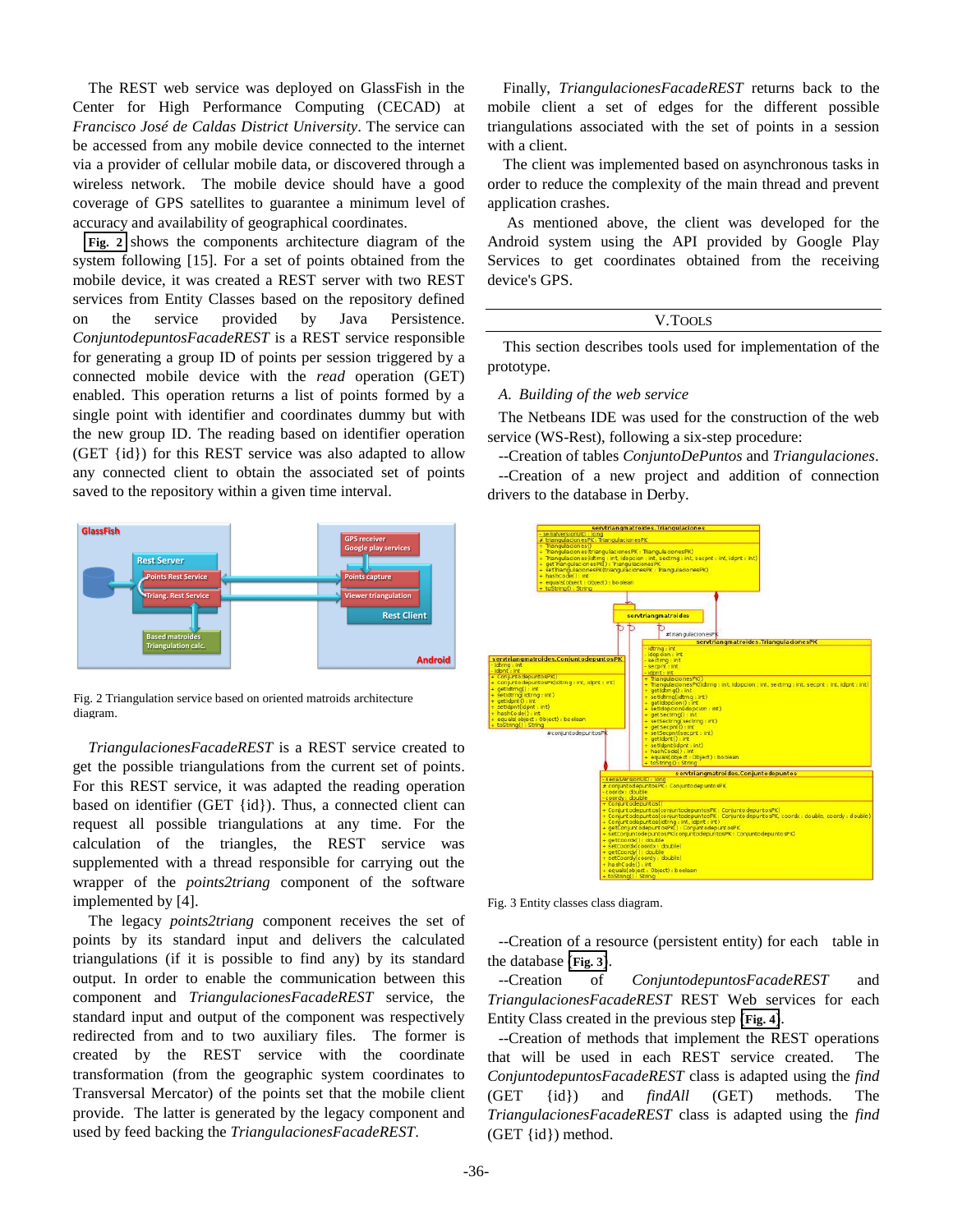The REST web service was deployed on GlassFish in the Center for High Performance Computing (CECAD) at *Francisco José de Caldas District University*. The service can be accessed from any mobile device connected to the internet via a provider of cellular mobile data, or discovered through a wireless network. The mobile device should have a good coverage of GPS satellites to guarantee a minimum level of accuracy and availability of geographical coordinates.

Fig. 2 shows the components architecture diagram of the system following [15]. For a set of points obtained from the mobile device, it was created a REST server with two REST services from Entity Classes based on the repository defined on the service provided by Java Persistence. *ConjuntodepuntosFacadeREST* is a REST service responsible for generating a group ID of points per session triggered by a connected mobile device with the *read* operation (GET) enabled. This operation returns a list of points formed by a single point with identifier and coordinates dummy but with the new group ID. The reading based on identifier operation (GET {id}) for this REST service was also adapted to allow any connected client to obtain the associated set of points saved to the repository within a given time interval.

Fig. 2 Triangulation service based on oriented matroids architecture diagram.

*TriangulacionesFacadeREST* is a REST service created to get the possible triangulations from the current set of points. For this REST service, it was adapted the reading operation based on identifier (GET {id}). Thus, a connected client can request all possible triangulations at any time. For the calculation of the triangles, the REST service was supplemented with a thread responsible for carrying out the wrapper of the *points2triang* component of the software implemented by [4].

The legacy *points2triang* component receives the set of points by its standard input and delivers the calculated triangulations (if it is possible to find any) by its standard output. In order to enable the communication between this component and *TriangulacionesFacadeREST* service, the standard input and output of the component was respectively redirected from and to two auxiliary files. The former is created by the REST service with the coordinate transformation (from the geographic system coordinates to Transversal Mercator) of the points set that the mobile client provide. The latter is generated by the legacy component and used by feed backing the *TriangulacionesFacadeREST*.

Finally, *TriangulacionesFacadeREST* returns back to the mobile client a set of edges for the different possible triangulations associated with the set of points in a session with a client.

The client was implemented based on asynchronous tasks in order to reduce the complexity of the main thread and prevent application crashes.

As mentioned above, the client was developed for the Android system using the API provided by Google Play Services to get coordinates obtained from the receiving device's GPS.

## V. Tools

This section describes tools used for implementation of the prototype.

### A. Building of the web service

The Netbeans IDE was used for the construction of the web service (WS-Rest), following a six-step procedure:

--Creation of tables *ConjuntoDePuntos* and *Triangulaciones*.

--Creation of a new project and addition of connection drivers to the database in Derby.

Fig. 3 Entity classes class diagram.

--Creation of a resource (persistent entity) for each table in the database Fig. 3.

--Creation of *ConjuntodepuntosFacadeREST* and *TriangulacionesFacadeREST* REST Web services for each Entity Class created in the previous step Fig. 4.

--Creation of methods that implement the REST operations that will be used in each REST service created. The *ConjuntodepuntosFacadeREST* class is adapted using the *find* (GET {id}) and *findAll* (GET) methods. The *TriangulacionesFacadeREST* class is adapted using the *find* (GET {id}) method.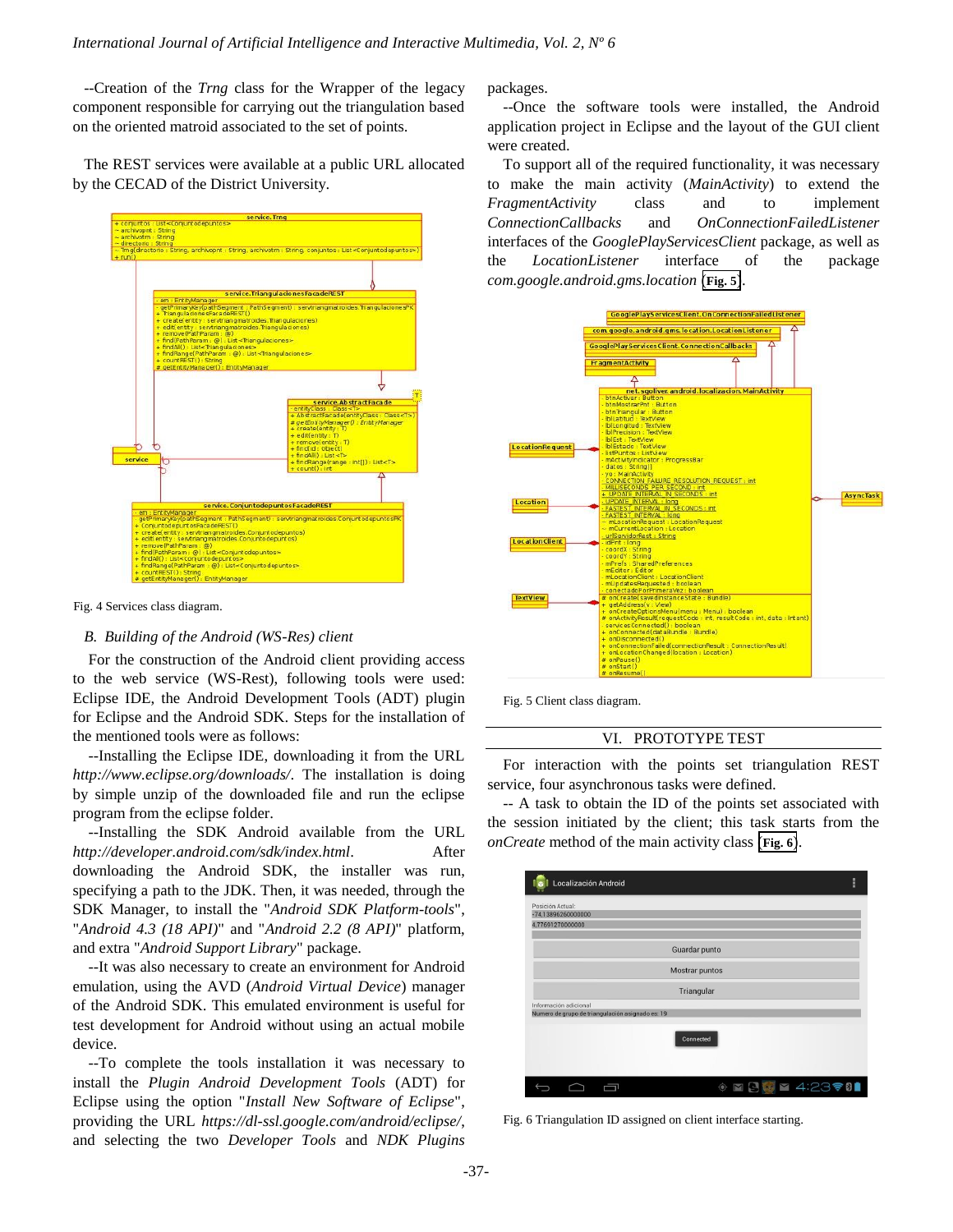--Creation of the *Trng* class for the Wrapper of the legacy component responsible for carrying out the triangulation based on the oriented matroid associated to the set of points.

The REST services were available at a public URL allocated by the CECAD of the District University.

Fig. 4 Services class diagram.

### B. Building of the Android (WS-Res) client

For the construction of the Android client providing access to the web service (WS-Rest), following tools were used: Eclipse IDE, the Android Development Tools (ADT) plugin for Eclipse and the Android SDK. Steps for the installation of the mentioned tools were as follows:

--Installing the Eclipse IDE, downloading it from the URL *http://www.eclipse.org/downloads/*. The installation is doing by simple unzip of the downloaded file and run the eclipse program from the eclipse folder.

--Installing the SDK Android available from the URL *http://developer.android.com/sdk/index.html*. After downloading the Android SDK, the installer was run, specifying a path to the JDK. Then, it was needed, through the SDK Manager, to install the "*Android SDK Platform-tools*", "*Android 4.3 (18 API)*" and "*Android 2.2 (8 API)*" platform, and extra "*Android Support Library*" package.

--It was also necessary to create an environment for Android emulation, using the AVD (*Android Virtual Device*) manager of the Android SDK. This emulated environment is useful for test development for Android without using an actual mobile device.

--To complete the tools installation it was necessary to install the *Plugin Android Development Tools* (ADT) for Eclipse using the option "*Install New Software of Eclipse*", providing the URL *https://dl-ssl.google.com/android/eclipse/*, and selecting the two *Developer Tools* and *NDK Plugins* packages.

--Once the software tools were installed, the Android application project in Eclipse and the layout of the GUI client were created.

To support all of the required functionality, it was necessary to make the main activity (*MainActivity*) to extend the *FragmentActivity* class and to implement *ConnectionCallbacks* and *OnConnectionFailedListener* interfaces of the *GooglePlayServicesClient* package, as well as the *LocationListener* interface of the package *com.google.android.gms.location* [Fig. 5].

Fig. 5 Client class diagram.

## VI. PROTOTYPE TEST

For interaction with the points set triangulation REST service, four asynchronous tasks were defined.

-- A task to obtain the ID of the points set associated with the session initiated by the client; this task starts from the *onCreate* method of the main activity class [Fig. 6].

Fig. 6 Triangulation ID assigned on client interface starting.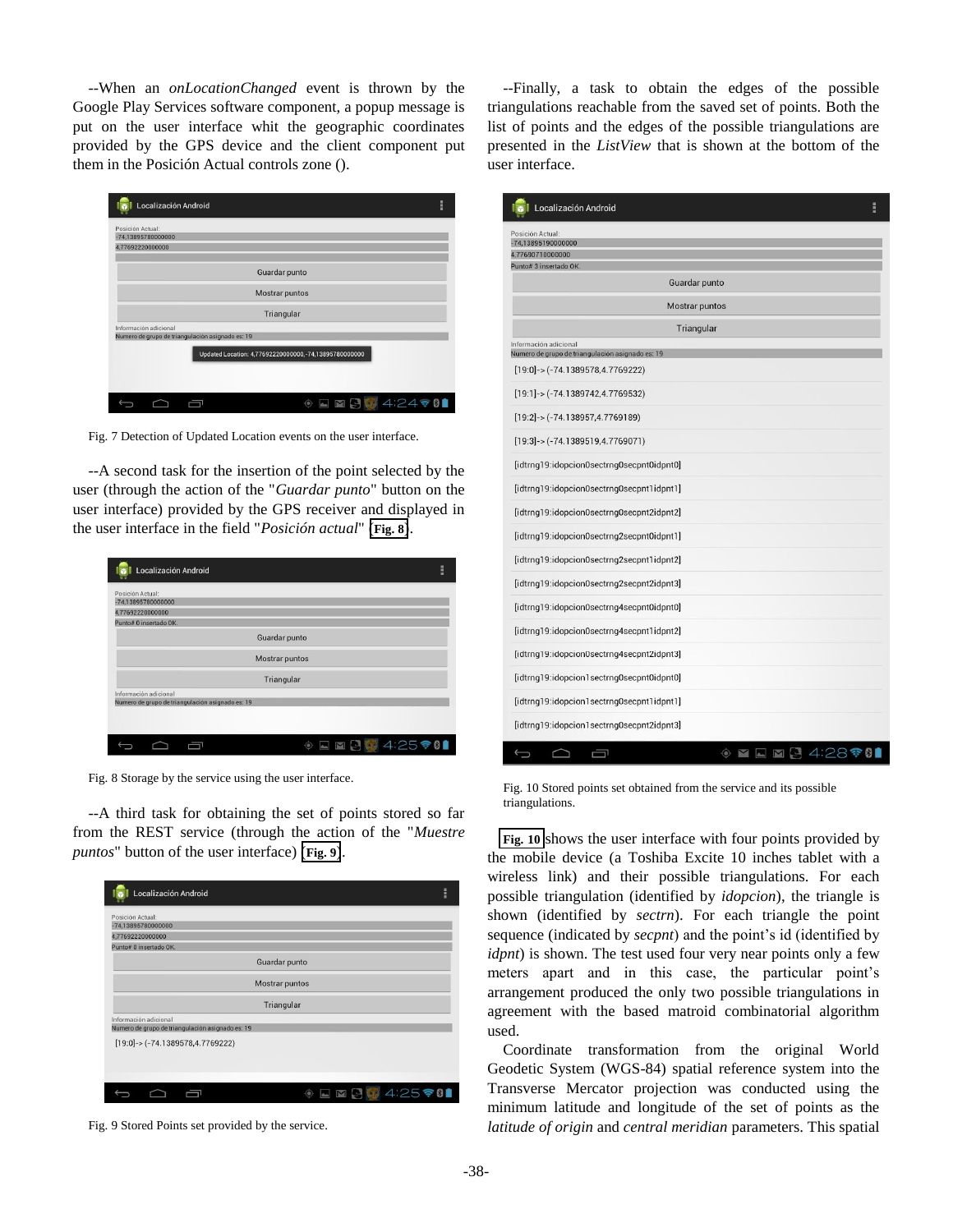--When an *onLocationChanged* event is thrown by the Google Play Services software component, a popup message is put on the user interface whit the geographic coordinates provided by the GPS device and the client component put them in the Posición Actual controls zone ().

Fig. 7 Detection of Updated Location events on the user interface.

--A second task for the insertion of the point selected by the user (through the action of the "*Guardar punto*" button on the user interface) provided by the GPS receiver and displayed in the user interface in the field "*Posición actual*" Fig. 8.

Fig. 8 Storage by the service using the user interface.

--A third task for obtaining the set of points stored so far from the REST service (through the action of the "*Muestre puntos*" button of the user interface) Fig. 9.

Fig. 9 Stored Points set provided by the service.

--Finally, a task to obtain the edges of the possible triangulations reachable from the saved set of points. Both the list of points and the edges of the possible triangulations are presented in the *ListView* that is shown at the bottom of the user interface.

Fig. 10 Stored points set obtained from the service and its possible triangulations.

Fig. 10 shows the user interface with four points provided by the mobile device (a Toshiba Excite 10 inches tablet with a wireless link) and their possible triangulations. For each possible triangulation (identified by *idopcion*), the triangle is shown (identified by *sectrn*). For each triangle the point sequence (indicated by *secpnt*) and the point's id (identified by *idpnt*) is shown. The test used four very near points only a few meters apart and in this case, the particular point's arrangement produced the only two possible triangulations in agreement with the based matroid combinatorial algorithm used.

Coordinate transformation from the original World Geodetic System (WGS-84) spatial reference system into the Transverse Mercator projection was conducted using the minimum latitude and longitude of the set of points as the *latitude of origin* and *central meridian* parameters. This spatial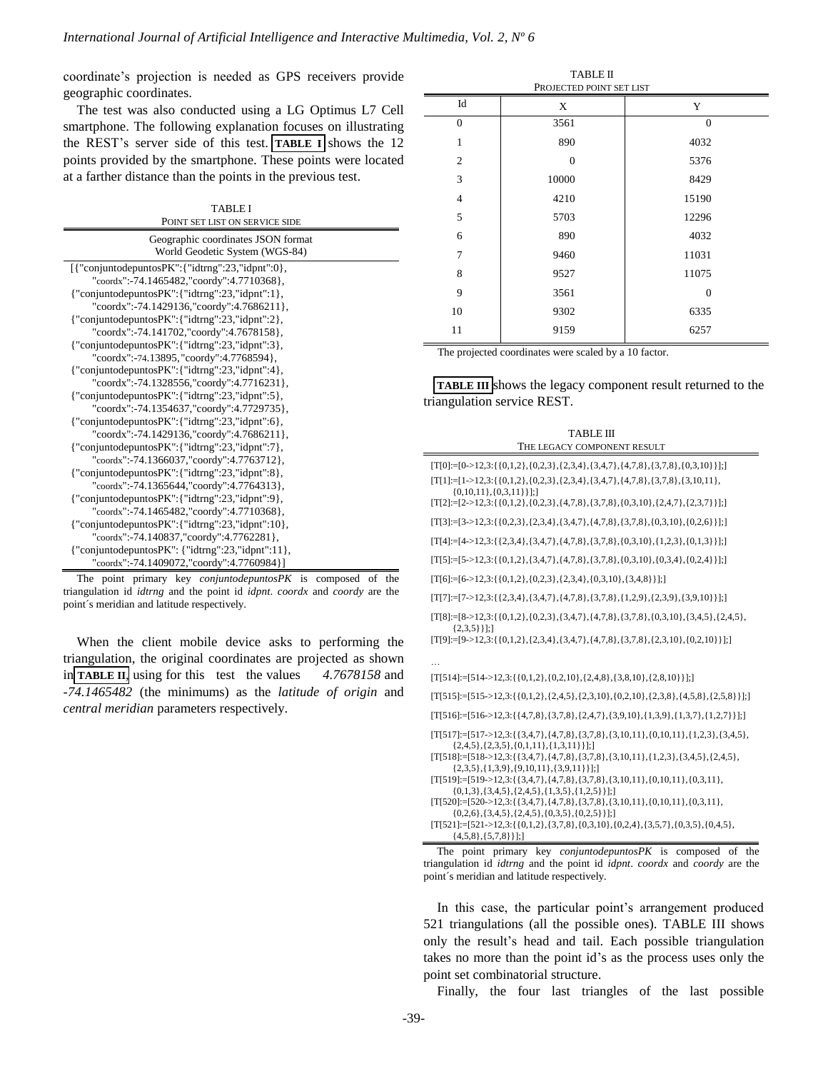coordinate's projection is needed as GPS receivers provide geographic coordinates.

The test was also conducted using a LG Optimus L7 Cell smartphone. The following explanation focuses on illustrating the REST's server side of this test. TABLE I shows the 12 points provided by the smartphone. These points were located at a farther distance than the points in the previous test.

TABLE I
POINT SET LIST ON SERVICE SIDE

| Geographic coordinates JSON format World Geodetic System (WGS-84) |
|---|
| [{"conjuntodepuntosPK":{"idtrng":23,"idpnt":0}, "coordx":-74.1465482,"coordy":4.7710368}, |
| {"conjuntodepuntosPK":{"idtrng":23,"idpnt":1}, "coordx":-74.1429136,"coordy":4.7686211}, |
| {"conjuntodepuntosPK":{"idtrng":23,"idpnt":2}, "coordx":-74.141702,"coordy":4.7678158}, |
| {"conjuntodepuntosPK":{"idtrng":23,"idpnt":3}, "coordx":-74.13895,"coordy":4.7768594}, |
| {"conjuntodepuntosPK":{"idtrng":23,"idpnt":4}, "coordx":-74.1328556,"coordy":4.7716231}, |
| {"conjuntodepuntosPK":{"idtrng":23,"idpnt":5}, "coordx":-74.1354637,"coordy":4.7729735}, |
| {"conjuntodepuntosPK":{"idtrng":23,"idpnt":6}, "coordx":-74.1429136,"coordy":4.7686211}, |
| {"conjuntodepuntosPK":{"idtrng":23,"idpnt":7}, "coordx":-74.1366037,"coordy":4.7763712}, |
| {"conjuntodepuntosPK":{"idtrng":23,"idpnt":8}, "coordx":-74.1365644,"coordy":4.7764313}, |
| {"conjuntodepuntosPK":{"idtrng":23,"idpnt":9}, "coordx":-74.1465482,"coordy":4.7710368}, |
| {"conjuntodepuntosPK":{"idtrng":23,"idpnt":10}, "coordx":-74.140837,"coordy":4.7762281}, |
| {"conjuntodepuntosPK": {"idtrng":23,"idpnt":11}, "coordx":-74.1409072,"coordy":4.7760984}] |

The point primary key *conjuntodepuntosPK* is composed of the triangulation id *idtrng* and the point id *idpnt*. *coordx* and *coordy* are the point´s meridian and latitude respectively.

When the client mobile device asks to performing the triangulation, the original coordinates are projected as shown in TABLE II, using for this test the values *4.7678158* and *-74.1465482* (the minimums) as the *latitude of origin* and *central meridian* parameters respectively.

TABLE II
PROJECTED POINT SET LIST

| Id | X | Y |
|---|---|---|
| 0 | 3561 | 0 |
| 1 | 890 | 4032 |
| 2 | 0 | 5376 |
| 3 | 10000 | 8429 |
| 4 | 4210 | 15190 |
| 5 | 5703 | 12296 |
| 6 | 890 | 4032 |
| 7 | 9460 | 11031 |
| 8 | 9527 | 11075 |
| 9 | 3561 | 0 |
| 10 | 9302 | 6335 |
| 11 | 9159 | 6257 |

The projected coordinates were scaled by a 10 factor.

TABLE III shows the legacy component result returned to the triangulation service REST.

TABLE III
THE LEGACY COMPONENT RESULT

```
[T[0]:=[0->12,3:{{0,1,2},{0,2,3},{2,3,4},{3,4,7},{4,7,8},{3,7,8},{0,3,10}}];]
[T[1]:=[1->12,3:{{0,1,2},{0,2,3},{2,3,4},{3,4,7},{4,7,8},{3,7,8},{3,10,11},
    {0,10,11},{0,3,11}}];]
[T[2]:=[2->12,3:{{0,1,2},{0,2,3},{4,7,8},{3,7,8},{0,3,10},{2,4,7},{2,3,7}}];]
[T[3]:=[3->12,3:{{0,2,3},{2,3,4},{3,4,7},{4,7,8},{3,7,8},{0,3,10},{0,2,6}}];]
[T[4]:=[4->12,3:{{2,3,4},{3,4,7},{4,7,8},{3,7,8},{0,3,10},{1,2,3},{0,1,3}}];]
[T[5]:=[5->12,3:{{0,1,2},{3,4,7},{4,7,8},{3,7,8},{0,3,10},{0,3,4},{0,2,4}}];]
[T[6]:=[6->12,3:{{0,1,2},{0,2,3},{2,3,4},{0,3,10},{3,4,8}}];]
[T[7]:=[7->12,3:{{2,3,4},{3,4,7},{4,7,8},{3,7,8},{1,2,9},{2,3,9},{3,9,10}}];]
[T[8]:=[8->12,3:{{0,1,2},{0,2,3},{3,4,7},{4,7,8},{3,7,8},{0,3,10},{3,4,5},{2,4,5},
    {2,3,5}}];]
[T[9]:=[9->12,3:{{0,1,2},{2,3,4},{3,4,7},{4,7,8},{3,7,8},{2,3,10},{0,2,10}}];]

…

[T[514]:=[514->12,3:{{0,1,2},{0,2,10},{2,4,8},{3,8,10},{2,8,10}}];]
[T[515]:=[515->12,3:{{0,1,2},{2,4,5},{2,3,10},{0,2,10},{2,3,8},{4,5,8},{2,5,8}}];]
[T[516]:=[516->12,3:{{4,7,8},{3,7,8},{2,4,7},{3,9,10},{1,3,9},{1,3,7},{1,2,7}}];]
[T[517]:=[517->12,3:{{3,4,7},{4,7,8},{3,7,8},{3,10,11},{0,10,11},{1,2,3},{3,4,5},
    {2,4,5},{2,3,5},{0,1,11},{1,3,11}}];]
[T[518]:=[518->12,3:{{3,4,7},{4,7,8},{3,7,8},{3,10,11},{1,2,3},{3,4,5},{2,4,5},
    {2,3,5},{1,3,9},{9,10,11},{3,9,11}}];]
[T[519]:=[519->12,3:{{3,4,7},{4,7,8},{3,7,8},{3,10,11},{0,10,11},{0,3,11},
    {0,1,3},{3,4,5},{2,4,5},{1,3,5},{1,2,5}}];]
[T[520]:=[520->12,3:{{3,4,7},{4,7,8},{3,7,8},{3,10,11},{0,10,11},{0,3,11},
    {0,2,6},{3,4,5},{2,4,5},{0,3,5},{0,2,5}}];]
[T[521]:=[521->12,3:{{0,1,2},{3,7,8},{0,3,10},{0,2,4},{3,5,7},{0,3,5},{0,4,5},
    {4,5,8},{5,7,8}}];]
```

The point primary key *conjuntodepuntosPK* is composed of the triangulation id *idtrng* and the point id *idpnt*. *coordx* and *coordy* are the point´s meridian and latitude respectively.

In this case, the particular point's arrangement produced 521 triangulations (all the possible ones). TABLE III shows only the result's head and tail. Each possible triangulation takes no more than the point id's as the process uses only the point set combinatorial structure.

Finally, the four last triangles of the last possible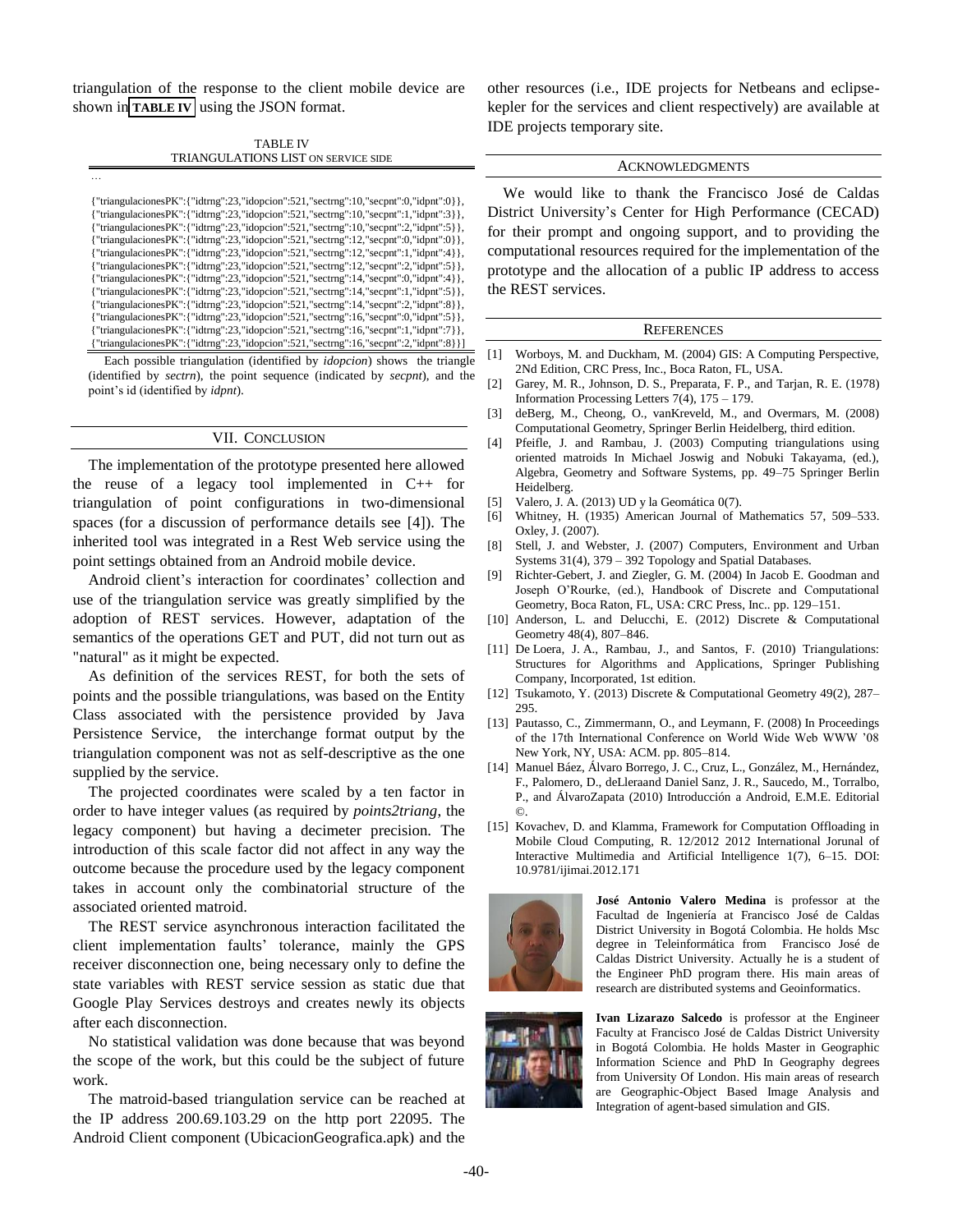triangulation of the response to the client mobile device are shown in **TABLE IV** using the JSON format.

TABLE IV
TRIANGULATIONS LIST ON SERVICE SIDE

```
…
{"triangulacionesPK":{"idtrng":23,"idopcion":521,"sectrng":10,"secpnt":0,"idpnt":0}},
{"triangulacionesPK":{"idtrng":23,"idopcion":521,"sectrng":10,"secpnt":1,"idpnt":3}},
{"triangulacionesPK":{"idtrng":23,"idopcion":521,"sectrng":10,"secpnt":2,"idpnt":5}},
{"triangulacionesPK":{"idtrng":23,"idopcion":521,"sectrng":12,"secpnt":0,"idpnt":0}},
{"triangulacionesPK":{"idtrng":23,"idopcion":521,"sectrng":12,"secpnt":1,"idpnt":4}},
{"triangulacionesPK":{"idtrng":23,"idopcion":521,"sectrng":12,"secpnt":2,"idpnt":5}},
{"triangulacionesPK":{"idtrng":23,"idopcion":521,"sectrng":14,"secpnt":0,"idpnt":4}},
{"triangulacionesPK":{"idtrng":23,"idopcion":521,"sectrng":14,"secpnt":1,"idpnt":5}},
{"triangulacionesPK":{"idtrng":23,"idopcion":521,"sectrng":14,"secpnt":2,"idpnt":8}},
{"triangulacionesPK":{"idtrng":23,"idopcion":521,"sectrng":16,"secpnt":0,"idpnt":5}},
{"triangulacionesPK":{"idtrng":23,"idopcion":521,"sectrng":16,"secpnt":1,"idpnt":7}},
{"triangulacionesPK":{"idtrng":23,"idopcion":521,"sectrng":16,"secpnt":2,"idpnt":8}}]
```

Each possible triangulation (identified by *idopcion*) shows the triangle (identified by *sectrn*), the point sequence (indicated by *secpnt*), and the point's id (identified by *idpnt*).

## VII. Conclusion

The implementation of the prototype presented here allowed the reuse of a legacy tool implemented in C++ for triangulation of point configurations in two-dimensional spaces (for a discussion of performance details see [4]). The inherited tool was integrated in a Rest Web service using the point settings obtained from an Android mobile device.

Android client's interaction for coordinates' collection and use of the triangulation service was greatly simplified by the adoption of REST services. However, adaptation of the semantics of the operations GET and PUT, did not turn out as "natural" as it might be expected.

As definition of the services REST, for both the sets of points and the possible triangulations, was based on the Entity Class associated with the persistence provided by Java Persistence Service, the interchange format output by the triangulation component was not as self-descriptive as the one supplied by the service.

The projected coordinates were scaled by a ten factor in order to have integer values (as required by *points2triang*, the legacy component) but having a decimeter precision. The introduction of this scale factor did not affect in any way the outcome because the procedure used by the legacy component takes in account only the combinatorial structure of the associated oriented matroid.

The REST service asynchronous interaction facilitated the client implementation faults' tolerance, mainly the GPS receiver disconnection one, being necessary only to define the state variables with REST service session as static due that Google Play Services destroys and creates newly its objects after each disconnection.

No statistical validation was done because that was beyond the scope of the work, but this could be the subject of future work.

The matroid-based triangulation service can be reached at the IP address 200.69.103.29 on the http port 22095. The Android Client component (UbicacionGeografica.apk) and the other resources (i.e., IDE projects for Netbeans and eclipse-kepler for the services and client respectively) are available at IDE projects temporary site.

## Acknowledgments

We would like to thank the Francisco José de Caldas District University's Center for High Performance (CECAD) for their prompt and ongoing support, and to providing the computational resources required for the implementation of the prototype and the allocation of a public IP address to access the REST services.

## References

[1] Worboys, M. and Duckham, M. (2004) GIS: A Computing Perspective, 2Nd Edition, CRC Press, Inc., Boca Raton, FL, USA.

[2] Garey, M. R., Johnson, D. S., Preparata, F. P., and Tarjan, R. E. (1978) Information Processing Letters 7(4), 175 – 179.

[3] deBerg, M., Cheong, O., vanKreveld, M., and Overmars, M. (2008) Computational Geometry, Springer Berlin Heidelberg, third edition.

[4] Pfeifle, J. and Rambau, J. (2003) Computing triangulations using oriented matroids In Michael Joswig and Nobuki Takayama, (ed.), Algebra, Geometry and Software Systems, pp. 49–75 Springer Berlin Heidelberg.

[5] Valero, J. A. (2013) UD y la Geomática 0(7).

[6] Whitney, H. (1935) American Journal of Mathematics 57, 509–533. Oxley, J. (2007).

[8] Stell, J. and Webster, J. (2007) Computers, Environment and Urban Systems 31(4), 379 – 392 Topology and Spatial Databases.

[9] Richter-Gebert, J. and Ziegler, G. M. (2004) In Jacob E. Goodman and Joseph O'Rourke, (ed.), Handbook of Discrete and Computational Geometry, Boca Raton, FL, USA: CRC Press, Inc.. pp. 129–151.

[10] Anderson, L. and Delucchi, E. (2012) Discrete & Computational Geometry 48(4), 807–846.

[11] De Loera, J. A., Rambau, J., and Santos, F. (2010) Triangulations: Structures for Algorithms and Applications, Springer Publishing Company, Incorporated, 1st edition.

[12] Tsukamoto, Y. (2013) Discrete & Computational Geometry 49(2), 287–295.

[13] Pautasso, C., Zimmermann, O., and Leymann, F. (2008) In Proceedings of the 17th International Conference on World Wide Web WWW '08 New York, NY, USA: ACM. pp. 805–814.

[14] Manuel Báez, Álvaro Borrego, J. C., Cruz, L., González, M., Hernández, F., Palomero, D., deLleraand Daniel Sanz, J. R., Saucedo, M., Torralbo, P., and ÁlvaroZapata (2010) Introducción a Android, E.M.E. Editorial ©.

[15] Kovachev, D. and Klamma, Framework for Computation Offloading in Mobile Cloud Computing, R. 12/2012 2012 International Jorunal of Interactive Multimedia and Artificial Intelligence 1(7), 6–15. DOI: 10.9781/ijimai.2012.171

**José Antonio Valero Medina** is professor at the Facultad de Ingeniería at Francisco José de Caldas District University in Bogotá Colombia. He holds Msc degree in Teleinformática from Francisco José de Caldas District University. Actually he is a student of the Engineer PhD program there. His main areas of research are distributed systems and Geoinformatics.

**Ivan Lizarazo Salcedo** is professor at the Engineer Faculty at Francisco José de Caldas District University in Bogotá Colombia. He holds Master in Geographic Information Science and PhD In Geography degrees from University Of London. His main areas of research are Geographic-Object Based Image Analysis and Integration of agent-based simulation and GIS.